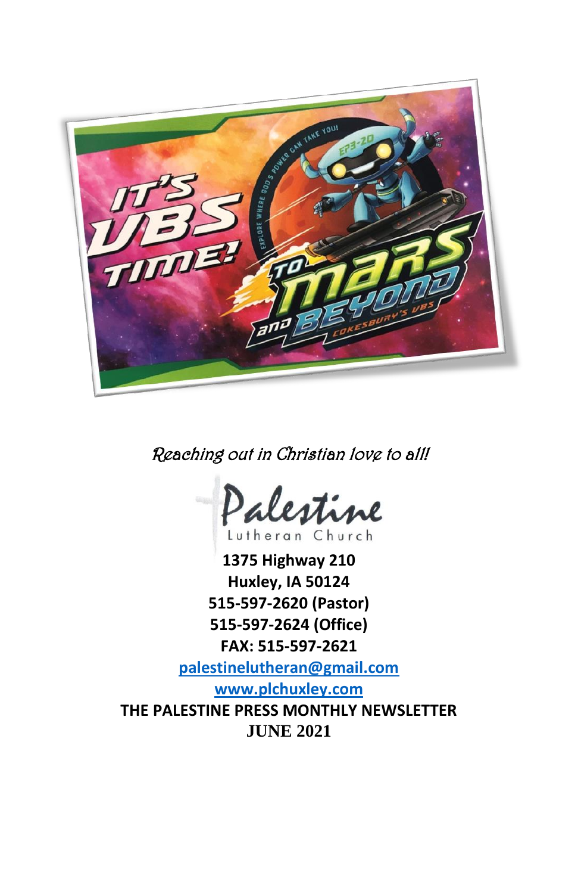*Reaching out in Christian love to all!*

Palestine Lutheran Church

**1375 Highway 210**
**Huxley, IA 50124**
**515-597-2620 (Pastor)**
**515-597-2624 (Office)**
**FAX: 515-597-2621**
**[palestinelutheran@gmail.com](mailto:palestinelutheran@gmail.com)**
**[www.plchuxley.com](http://www.plchuxley.com)**

**THE PALESTINE PRESS MONTHLY NEWSLETTER**
**JUNE 2021**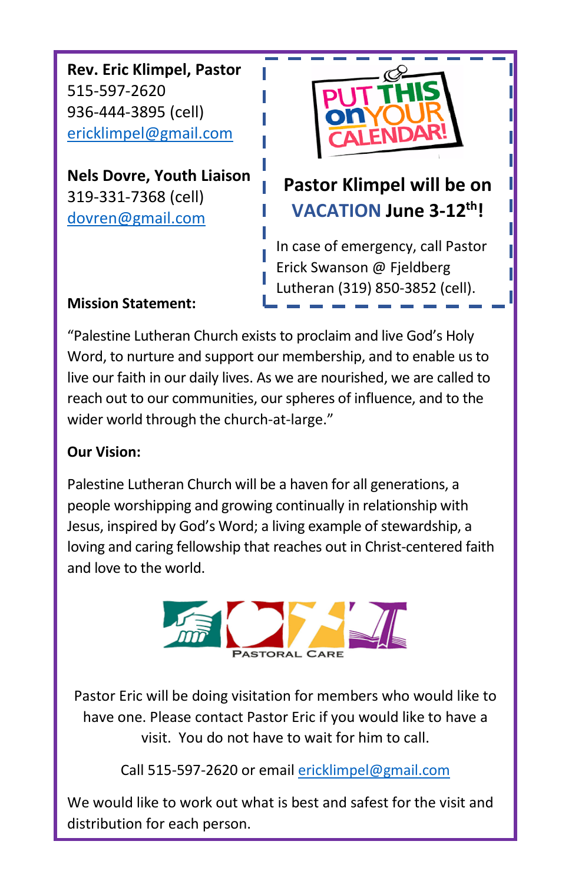**Rev. Eric Klimpel, Pastor**
515-597-2620
936-444-3895 (cell)
ericklimpel@gmail.com

**Nels Dovre, Youth Liaison**
319-331-7368 (cell)
dovren@gmail.com

PUT THIS on YOUR CALENDAR!

**Pastor Klimpel will be on VACATION June 3-12th!**

In case of emergency, call Pastor Erick Swanson @ Fjeldberg Lutheran (319) 850-3852 (cell).

**Mission Statement:**

"Palestine Lutheran Church exists to proclaim and live God's Holy Word, to nurture and support our membership, and to enable us to live our faith in our daily lives. As we are nourished, we are called to reach out to our communities, our spheres of influence, and to the wider world through the church-at-large."

**Our Vision:**

Palestine Lutheran Church will be a haven for all generations, a people worshipping and growing continually in relationship with Jesus, inspired by God's Word; a living example of stewardship, a loving and caring fellowship that reaches out in Christ-centered faith and love to the world.

PASTORAL CARE

Pastor Eric will be doing visitation for members who would like to have one. Please contact Pastor Eric if you would like to have a visit. You do not have to wait for him to call.

Call 515-597-2620 or email ericklimpel@gmail.com

We would like to work out what is best and safest for the visit and distribution for each person.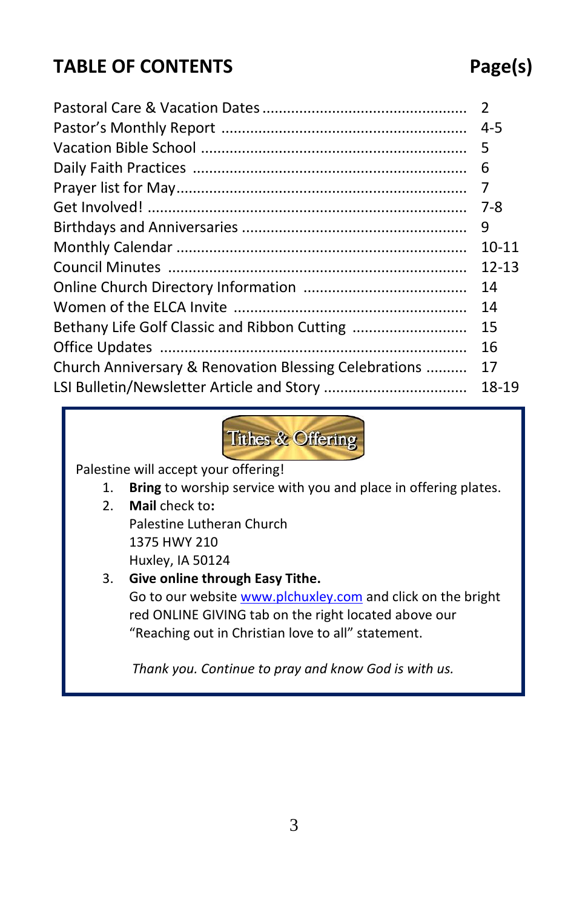## TABLE OF CONTENTS

| Section | Page(s) |
|---|---|
| Pastoral Care & Vacation Dates | 2 |
| Pastor's Monthly Report | 4-5 |
| Vacation Bible School | 5 |
| Daily Faith Practices | 6 |
| Prayer list for May | 7 |
| Get Involved! | 7-8 |
| Birthdays and Anniversaries | 9 |
| Monthly Calendar | 10-11 |
| Council Minutes | 12-13 |
| Online Church Directory Information | 14 |
| Women of the ELCA Invite | 14 |
| Bethany Life Golf Classic and Ribbon Cutting | 15 |
| Office Updates | 16 |
| Church Anniversary & Renovation Blessing Celebrations | 17 |
| LSI Bulletin/Newsletter Article and Story | 18-19 |

### Tithes & Offering

Palestine will accept your offering!

1. **Bring** to worship service with you and place in offering plates.
2. **Mail** check to**:**
   Palestine Lutheran Church
   1375 HWY 210
   Huxley, IA 50124
3. **Give online through Easy Tithe.**
   Go to our website www.plchuxley.com and click on the bright red ONLINE GIVING tab on the right located above our "Reaching out in Christian love to all" statement.

*Thank you. Continue to pray and know God is with us.*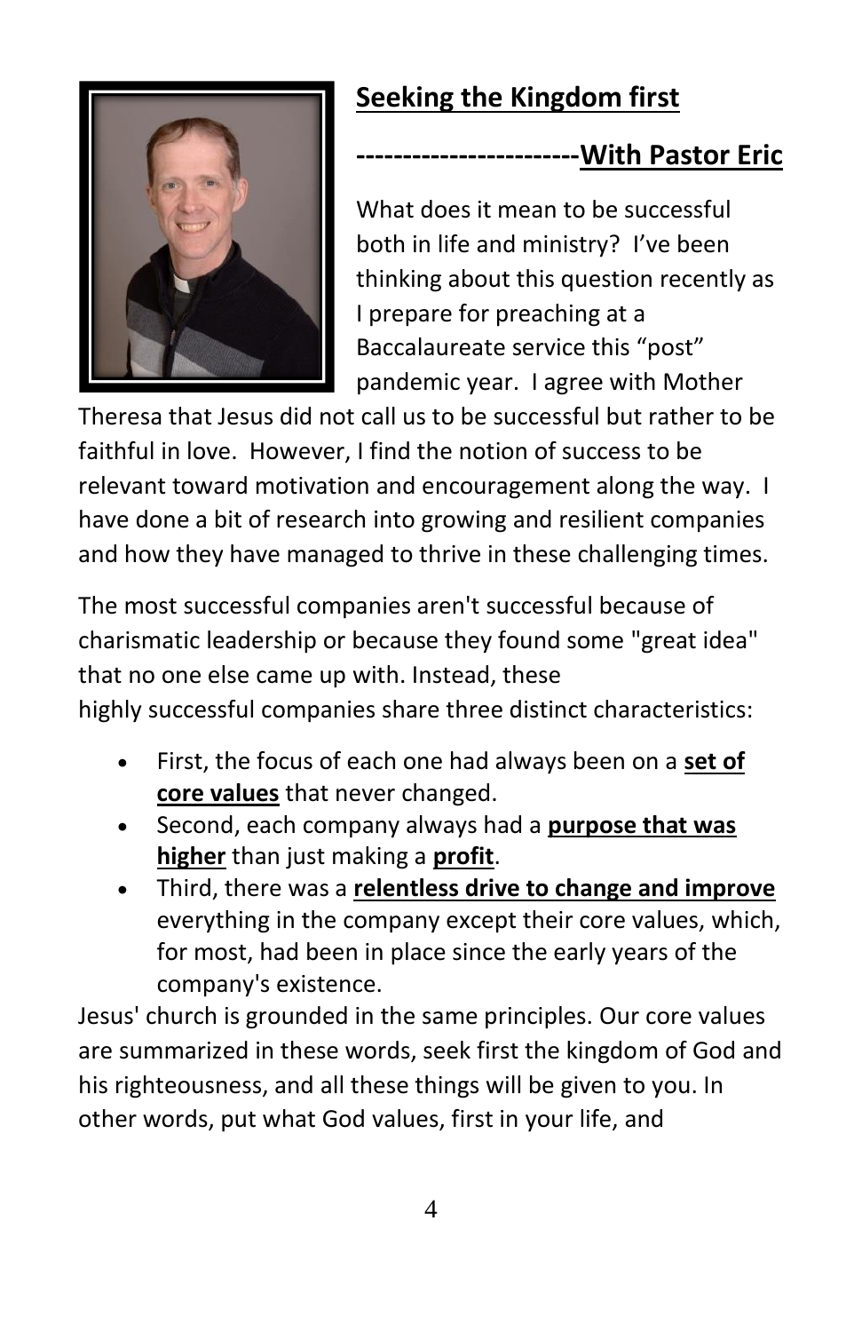## Seeking the Kingdom first

**------------------------With Pastor Eric**

What does it mean to be successful both in life and ministry? I've been thinking about this question recently as I prepare for preaching at a Baccalaureate service this "post" pandemic year. I agree with Mother Theresa that Jesus did not call us to be successful but rather to be faithful in love. However, I find the notion of success to be relevant toward motivation and encouragement along the way. I have done a bit of research into growing and resilient companies and how they have managed to thrive in these challenging times.

The most successful companies aren't successful because of charismatic leadership or because they found some "great idea" that no one else came up with. Instead, these highly successful companies share three distinct characteristics:

- First, the focus of each one had always been on a **set of core values** that never changed.
- Second, each company always had a **purpose that was higher** than just making a **profit**.
- Third, there was a **relentless drive to change and improve** everything in the company except their core values, which, for most, had been in place since the early years of the company's existence.

Jesus' church is grounded in the same principles. Our core values are summarized in these words, seek first the kingdom of God and his righteousness, and all these things will be given to you. In other words, put what God values, first in your life, and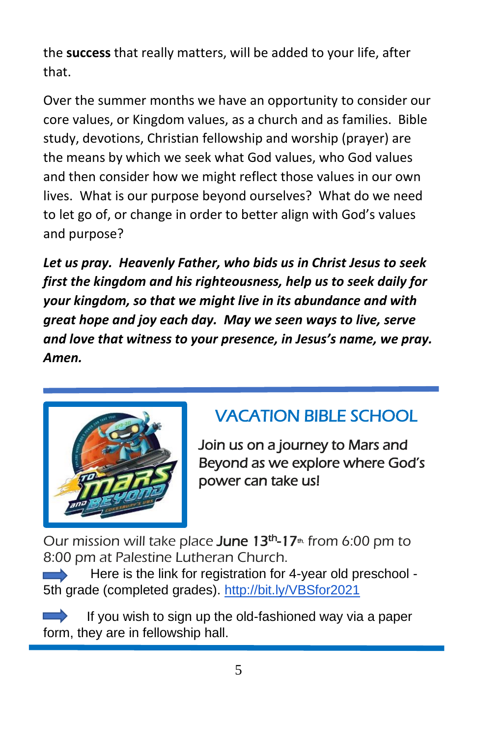the **success** that really matters, will be added to your life, after that.

Over the summer months we have an opportunity to consider our core values, or Kingdom values, as a church and as families. Bible study, devotions, Christian fellowship and worship (prayer) are the means by which we seek what God values, who God values and then consider how we might reflect those values in our own lives. What is our purpose beyond ourselves? What do we need to let go of, or change in order to better align with God's values and purpose?

***Let us pray. Heavenly Father, who bids us in Christ Jesus to seek first the kingdom and his righteousness, help us to seek daily for your kingdom, so that we might live in its abundance and with great hope and joy each day. May we seen ways to live, serve and love that witness to your presence, in Jesus's name, we pray. Amen.***

---

## VACATION BIBLE SCHOOL

Join us on a journey to Mars and Beyond as we explore where God's power can take us!

Our mission will take place **June 13th-17th** from 6:00 pm to 8:00 pm at Palestine Lutheran Church.

➡ Here is the link for registration for 4-year old preschool - 5th grade (completed grades). http://bit.ly/VBSfor2021

➡ If you wish to sign up the old-fashioned way via a paper form, they are in fellowship hall.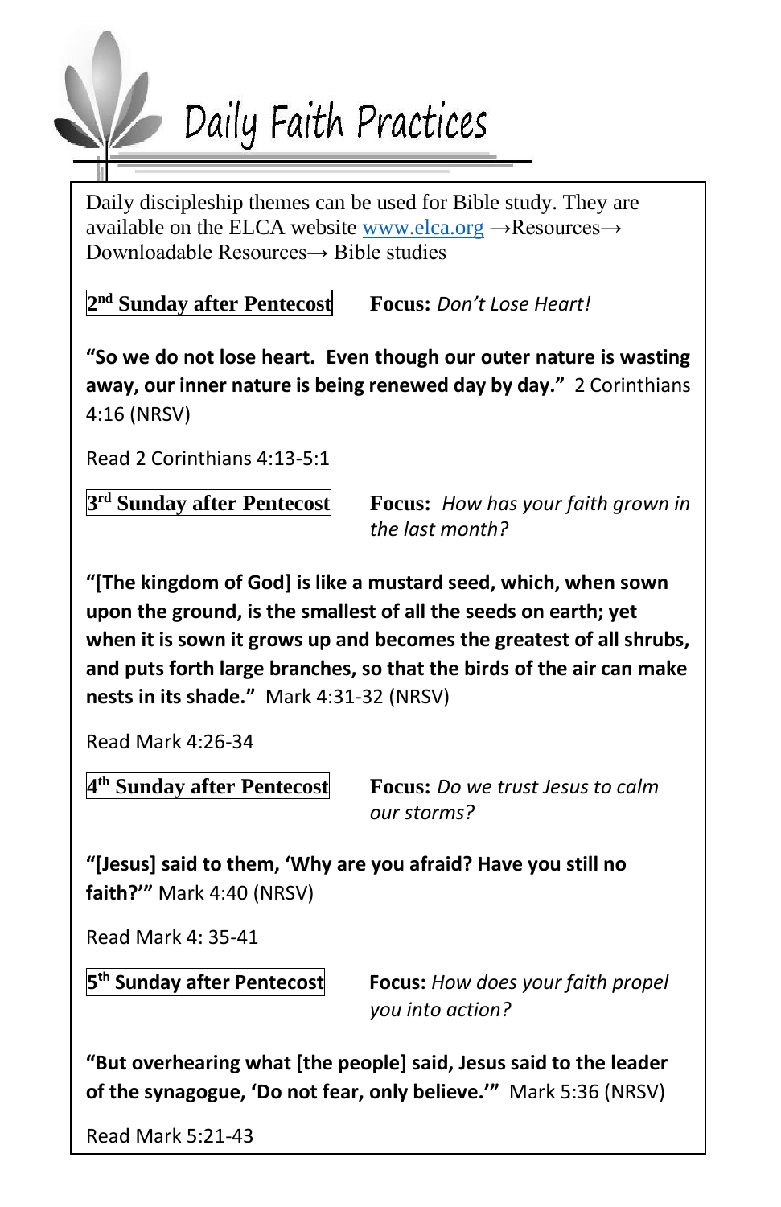# Daily Faith Practices

Daily discipleship themes can be used for Bible study. They are available on the ELCA website www.elca.org →Resources→ Downloadable Resources→ Bible studies

**2nd Sunday after Pentecost** **Focus:** *Don't Lose Heart!*

**"So we do not lose heart. Even though our outer nature is wasting away, our inner nature is being renewed day by day."** 2 Corinthians 4:16 (NRSV)

Read 2 Corinthians 4:13-5:1

**3rd Sunday after Pentecost** **Focus:** *How has your faith grown in the last month?*

**"[The kingdom of God] is like a mustard seed, which, when sown upon the ground, is the smallest of all the seeds on earth; yet when it is sown it grows up and becomes the greatest of all shrubs, and puts forth large branches, so that the birds of the air can make nests in its shade."** Mark 4:31-32 (NRSV)

Read Mark 4:26-34

**4th Sunday after Pentecost** **Focus:** *Do we trust Jesus to calm our storms?*

**"[Jesus] said to them, 'Why are you afraid? Have you still no faith?'"** Mark 4:40 (NRSV)

Read Mark 4: 35-41

**5th Sunday after Pentecost** **Focus:** *How does your faith propel you into action?*

**"But overhearing what [the people] said, Jesus said to the leader of the synagogue, 'Do not fear, only believe.'"** Mark 5:36 (NRSV)

Read Mark 5:21-43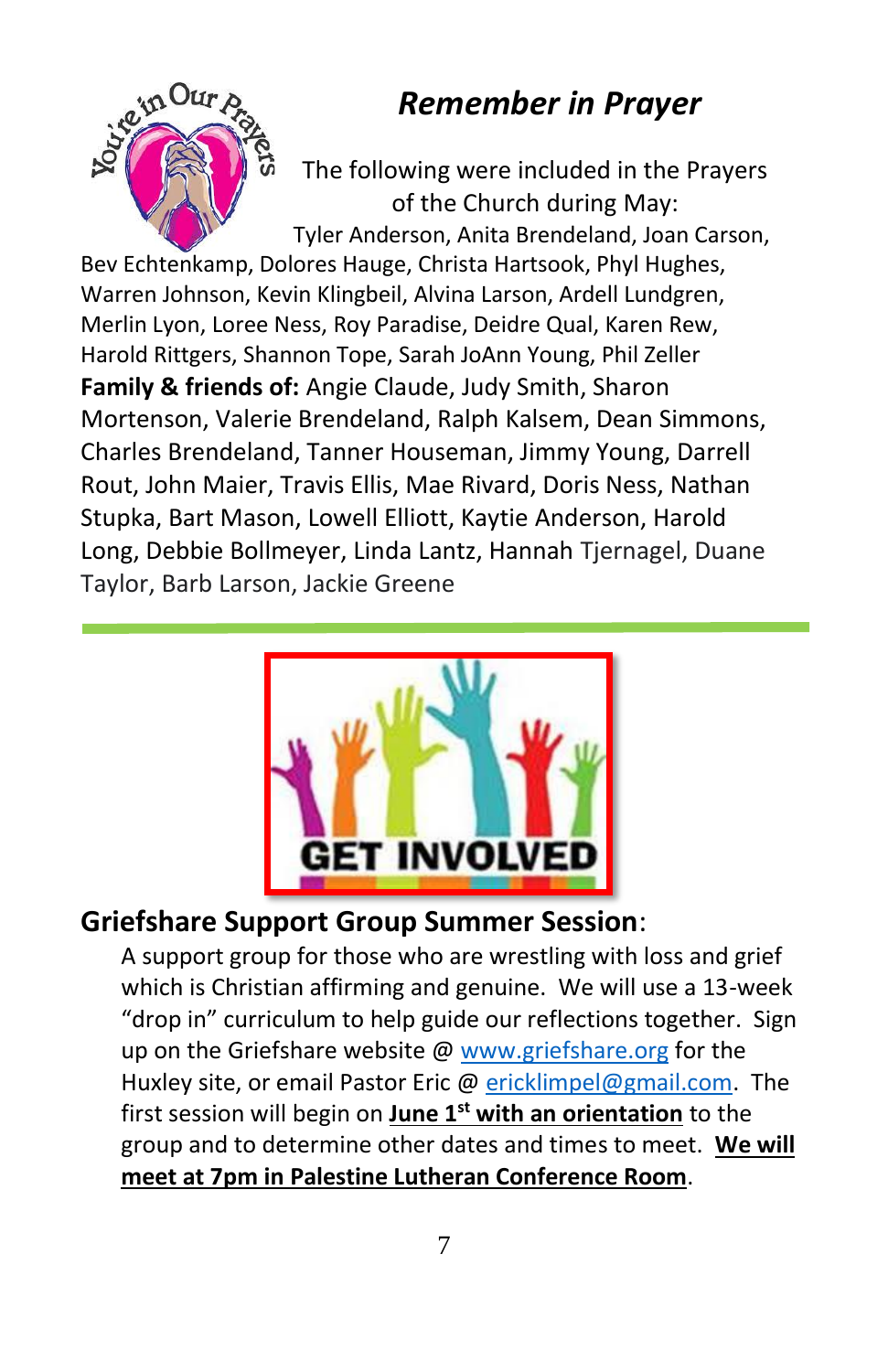# *Remember in Prayer*

The following were included in the Prayers of the Church during May:

Tyler Anderson, Anita Brendeland, Joan Carson, Bev Echtenkamp, Dolores Hauge, Christa Hartsook, Phyl Hughes, Warren Johnson, Kevin Klingbeil, Alvina Larson, Ardell Lundgren, Merlin Lyon, Loree Ness, Roy Paradise, Deidre Qual, Karen Rew, Harold Rittgers, Shannon Tope, Sarah JoAnn Young, Phil Zeller

**Family & friends of:** Angie Claude, Judy Smith, Sharon Mortenson, Valerie Brendeland, Ralph Kalsem, Dean Simmons, Charles Brendeland, Tanner Houseman, Jimmy Young, Darrell Rout, John Maier, Travis Ellis, Mae Rivard, Doris Ness, Nathan Stupka, Bart Mason, Lowell Elliott, Kaytie Anderson, Harold Long, Debbie Bollmeyer, Linda Lantz, Hannah Tjernagel, Duane Taylor, Barb Larson, Jackie Greene

---

GET INVOLVED

## Griefshare Support Group Summer Session:

A support group for those who are wrestling with loss and grief which is Christian affirming and genuine. We will use a 13-week "drop in" curriculum to help guide our reflections together. Sign up on the Griefshare website @ www.griefshare.org for the Huxley site, or email Pastor Eric @ ericklimpel@gmail.com. The first session will begin on **June 1st with an orientation** to the group and to determine other dates and times to meet. **We will meet at 7pm in Palestine Lutheran Conference Room**.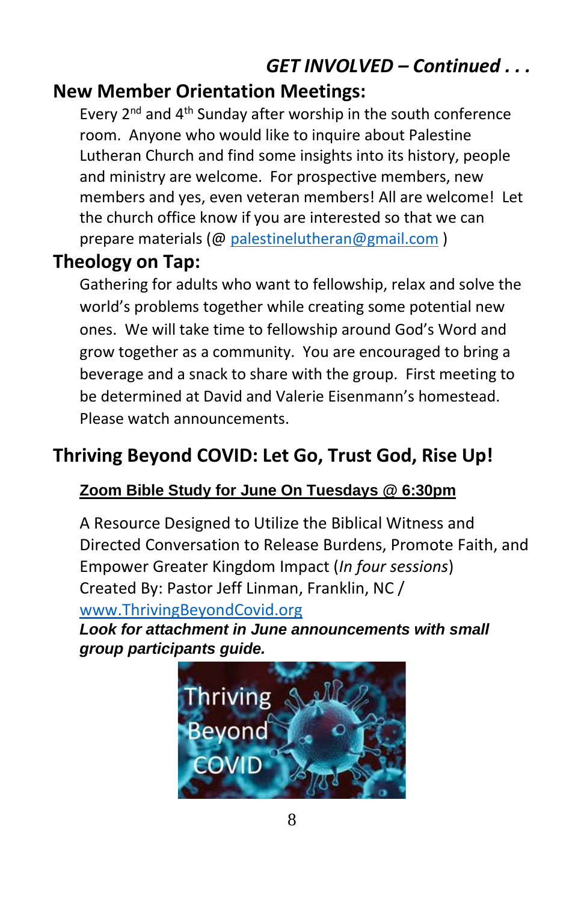*GET INVOLVED – Continued . . .*

## New Member Orientation Meetings:

Every 2nd and 4th Sunday after worship in the south conference room. Anyone who would like to inquire about Palestine Lutheran Church and find some insights into its history, people and ministry are welcome. For prospective members, new members and yes, even veteran members! All are welcome! Let the church office know if you are interested so that we can prepare materials (@ palestinelutheran@gmail.com )

## Theology on Tap:

Gathering for adults who want to fellowship, relax and solve the world's problems together while creating some potential new ones. We will take time to fellowship around God's Word and grow together as a community. You are encouraged to bring a beverage and a snack to share with the group. First meeting to be determined at David and Valerie Eisenmann's homestead. Please watch announcements.

## Thriving Beyond COVID: Let Go, Trust God, Rise Up!

**Zoom Bible Study for June On Tuesdays @ 6:30pm**

A Resource Designed to Utilize the Biblical Witness and Directed Conversation to Release Burdens, Promote Faith, and Empower Greater Kingdom Impact (*In four sessions*)
Created By: Pastor Jeff Linman, Franklin, NC /
www.ThrivingBeyondCovid.org

***Look for attachment in June announcements with small group participants guide.***

Thriving Beyond COVID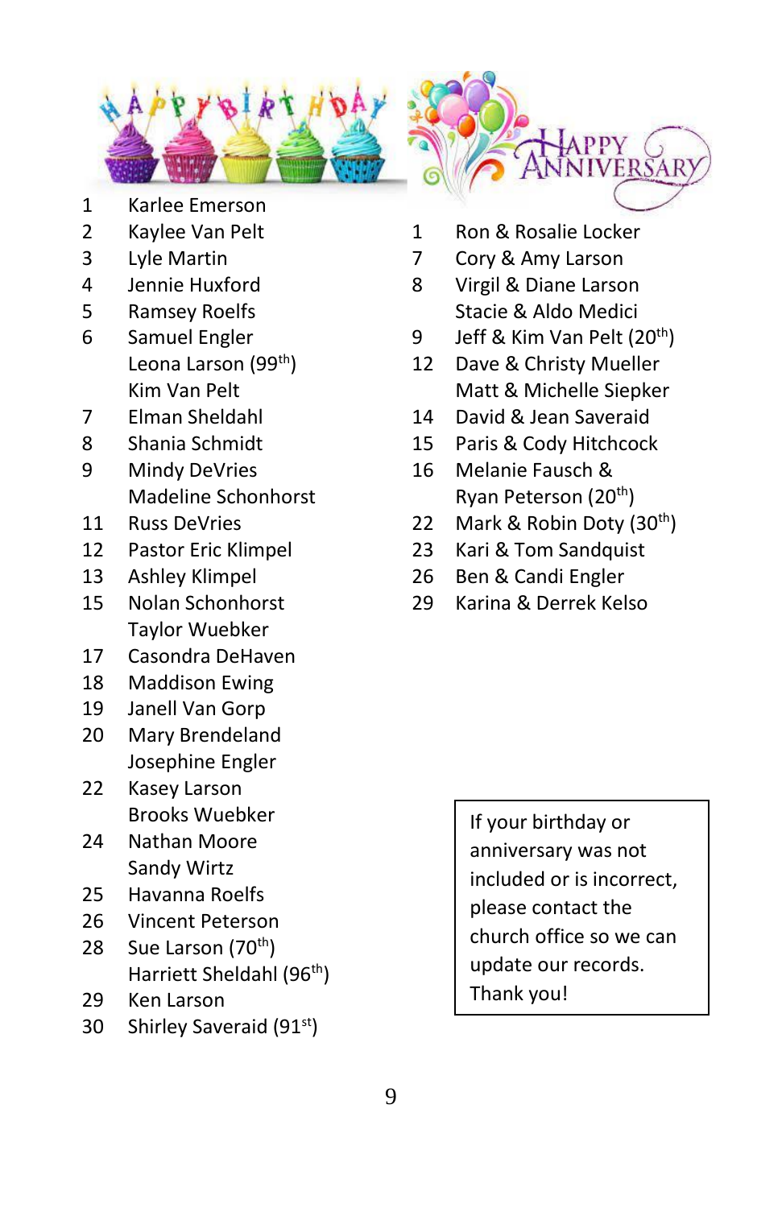## Happy Birthday

| Day | Name |
|---|---|
| 1 | Karlee Emerson |
| 2 | Kaylee Van Pelt |
| 3 | Lyle Martin |
| 4 | Jennie Huxford |
| 5 | Ramsey Roelfs |
| 6 | Samuel Engler |
| | Leona Larson (99th) |
| | Kim Van Pelt |
| 7 | Elman Sheldahl |
| 8 | Shania Schmidt |
| 9 | Mindy DeVries |
| | Madeline Schonhorst |
| 11 | Russ DeVries |
| 12 | Pastor Eric Klimpel |
| 13 | Ashley Klimpel |
| 15 | Nolan Schonhorst |
| | Taylor Wuebker |
| 17 | Casondra DeHaven |
| 18 | Maddison Ewing |
| 19 | Janell Van Gorp |
| 20 | Mary Brendeland |
| | Josephine Engler |
| 22 | Kasey Larson |
| | Brooks Wuebker |
| 24 | Nathan Moore |
| | Sandy Wirtz |
| 25 | Havanna Roelfs |
| 26 | Vincent Peterson |
| 28 | Sue Larson (70th) |
| | Harriett Sheldahl (96th) |
| 29 | Ken Larson |
| 30 | Shirley Saveraid (91st) |

## Happy Anniversary

| Day | Names |
|---|---|
| 1 | Ron & Rosalie Locker |
| 7 | Cory & Amy Larson |
| 8 | Virgil & Diane Larson |
| | Stacie & Aldo Medici |
| 9 | Jeff & Kim Van Pelt (20th) |
| 12 | Dave & Christy Mueller |
| | Matt & Michelle Siepker |
| 14 | David & Jean Saveraid |
| 15 | Paris & Cody Hitchcock |
| 16 | Melanie Fausch & Ryan Peterson (20th) |
| 22 | Mark & Robin Doty (30th) |
| 23 | Kari & Tom Sandquist |
| 26 | Ben & Candi Engler |
| 29 | Karina & Derrek Kelso |

If your birthday or anniversary was not included or is incorrect, please contact the church office so we can update our records. Thank you!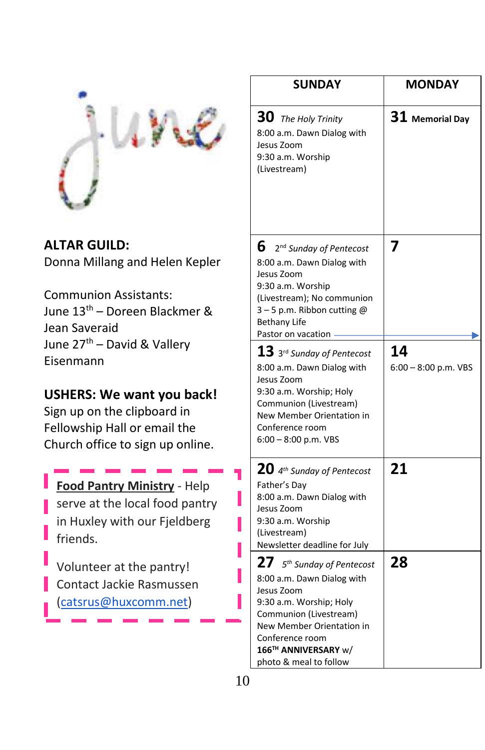# june

**ALTAR GUILD:**
Donna Millang and Helen Kepler

Communion Assistants:
June 13th – Doreen Blackmer & Jean Saveraid
June 27th – David & Vallery Eisenmann

**USHERS: We want you back!**
Sign up on the clipboard in Fellowship Hall or email the Church office to sign up online.

**Food Pantry Ministry** - Help serve at the local food pantry in Huxley with our Fjeldberg friends.

Volunteer at the pantry! Contact Jackie Rasmussen (catsrus@huxcomm.net)

| SUNDAY | MONDAY |
|---|---|
| **30** *The Holy Trinity*<br>8:00 a.m. Dawn Dialog with Jesus Zoom<br>9:30 a.m. Worship (Livestream) | **31** **Memorial Day** |
| **6** *2nd Sunday of Pentecost*<br>8:00 a.m. Dawn Dialog with Jesus Zoom<br>9:30 a.m. Worship (Livestream); No communion<br>3 – 5 p.m. Ribbon cutting @ Bethany Life<br>Pastor on vacation → | **7** |
| **13** *3rd Sunday of Pentecost*<br>8:00 a.m. Dawn Dialog with Jesus Zoom<br>9:30 a.m. Worship; Holy Communion (Livestream)<br>New Member Orientation in Conference room<br>6:00 – 8:00 p.m. VBS | **14**<br>6:00 – 8:00 p.m. VBS |
| **20** *4th Sunday of Pentecost*<br>Father's Day<br>8:00 a.m. Dawn Dialog with Jesus Zoom<br>9:30 a.m. Worship (Livestream)<br>Newsletter deadline for July | **21** |
| **27** *5th Sunday of Pentecost*<br>8:00 a.m. Dawn Dialog with Jesus Zoom<br>9:30 a.m. Worship; Holy Communion (Livestream)<br>New Member Orientation in Conference room<br>**166TH ANNIVERSARY** w/ photo & meal to follow | **28** |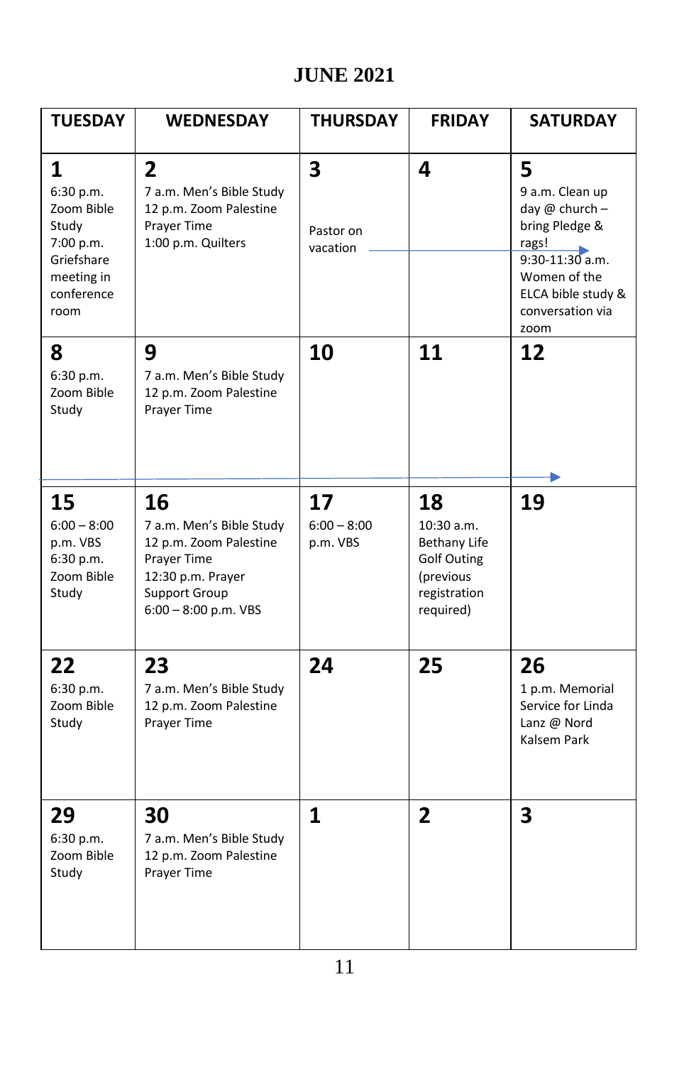# JUNE 2021

| TUESDAY | WEDNESDAY | THURSDAY | FRIDAY | SATURDAY |
|---|---|---|---|---|
| **1**<br>6:30 p.m. Zoom Bible Study<br>7:00 p.m. Griefshare meeting in conference room | **2**<br>7 a.m. Men's Bible Study<br>12 p.m. Zoom Palestine Prayer Time<br>1:00 p.m. Quilters | **3**<br>Pastor on vacation → | **4**<br>→ | **5**<br>9 a.m. Clean up day @ church – bring Pledge & rags!<br>9:30-11:30 a.m. Women of the ELCA bible study & conversation via zoom |
| **8**<br>6:30 p.m. Zoom Bible Study<br>→ | **9**<br>7 a.m. Men's Bible Study<br>12 p.m. Zoom Palestine Prayer Time<br>→ | **10**<br>→ | **11**<br>→ | **12**<br>→ |
| **15**<br>6:00 – 8:00 p.m. VBS<br>6:30 p.m. Zoom Bible Study | **16**<br>7 a.m. Men's Bible Study<br>12 p.m. Zoom Palestine Prayer Time<br>12:30 p.m. Prayer Support Group<br>6:00 – 8:00 p.m. VBS | **17**<br>6:00 – 8:00 p.m. VBS | **18**<br>10:30 a.m. Bethany Life Golf Outing (previous registration required) | **19** |
| **22**<br>6:30 p.m. Zoom Bible Study | **23**<br>7 a.m. Men's Bible Study<br>12 p.m. Zoom Palestine Prayer Time | **24** | **25** | **26**<br>1 p.m. Memorial Service for Linda Lanz @ Nord Kalsem Park |
| **29**<br>6:30 p.m. Zoom Bible Study | **30**<br>7 a.m. Men's Bible Study<br>12 p.m. Zoom Palestine Prayer Time | **1** | **2** | **3** |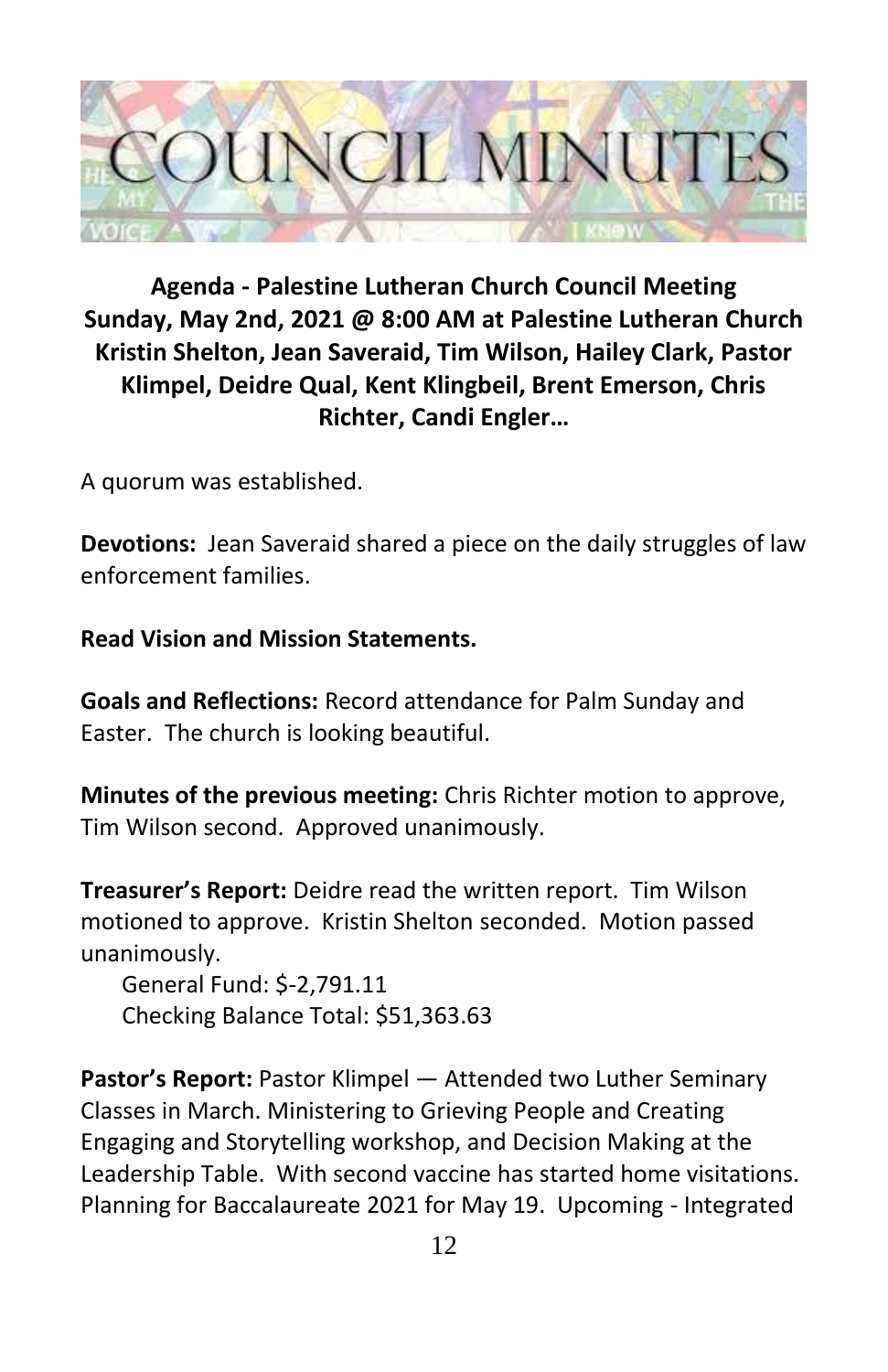# COUNCIL MINUTES

**Agenda - Palestine Lutheran Church Council Meeting Sunday, May 2nd, 2021 @ 8:00 AM at Palestine Lutheran Church Kristin Shelton, Jean Saveraid, Tim Wilson, Hailey Clark, Pastor Klimpel, Deidre Qual, Kent Klingbeil, Brent Emerson, Chris Richter, Candi Engler…**

A quorum was established.

**Devotions:** Jean Saveraid shared a piece on the daily struggles of law enforcement families.

**Read Vision and Mission Statements.**

**Goals and Reflections:** Record attendance for Palm Sunday and Easter. The church is looking beautiful.

**Minutes of the previous meeting:** Chris Richter motion to approve, Tim Wilson second. Approved unanimously.

**Treasurer's Report:** Deidre read the written report. Tim Wilson motioned to approve. Kristin Shelton seconded. Motion passed unanimously.

General Fund: $-2,791.11
Checking Balance Total: $51,363.63

**Pastor's Report:** Pastor Klimpel — Attended two Luther Seminary Classes in March. Ministering to Grieving People and Creating Engaging and Storytelling workshop, and Decision Making at the Leadership Table. With second vaccine has started home visitations. Planning for Baccalaureate 2021 for May 19. Upcoming - Integrated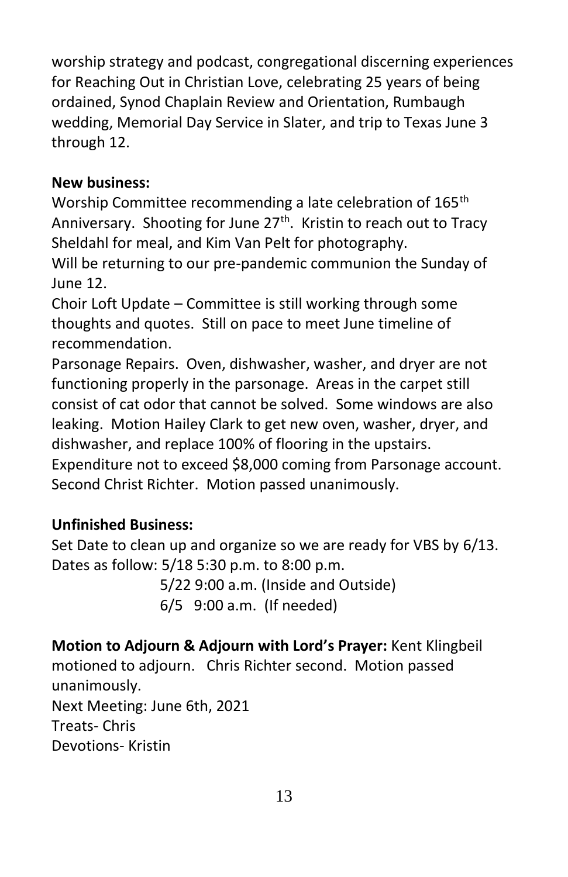worship strategy and podcast, congregational discerning experiences for Reaching Out in Christian Love, celebrating 25 years of being ordained, Synod Chaplain Review and Orientation, Rumbaugh wedding, Memorial Day Service in Slater, and trip to Texas June 3 through 12.

**New business:**

Worship Committee recommending a late celebration of 165th Anniversary. Shooting for June 27th. Kristin to reach out to Tracy Sheldahl for meal, and Kim Van Pelt for photography.

Will be returning to our pre-pandemic communion the Sunday of June 12.

Choir Loft Update – Committee is still working through some thoughts and quotes. Still on pace to meet June timeline of recommendation.

Parsonage Repairs. Oven, dishwasher, washer, and dryer are not functioning properly in the parsonage. Areas in the carpet still consist of cat odor that cannot be solved. Some windows are also leaking. Motion Hailey Clark to get new oven, washer, dryer, and dishwasher, and replace 100% of flooring in the upstairs. Expenditure not to exceed $8,000 coming from Parsonage account. Second Christ Richter. Motion passed unanimously.

**Unfinished Business:**

Set Date to clean up and organize so we are ready for VBS by 6/13.
Dates as follow: 5/18 5:30 p.m. to 8:00 p.m.
5/22 9:00 a.m. (Inside and Outside)
6/5 9:00 a.m. (If needed)

**Motion to Adjourn & Adjourn with Lord's Prayer:** Kent Klingbeil motioned to adjourn. Chris Richter second. Motion passed unanimously.

Next Meeting: June 6th, 2021
Treats- Chris
Devotions- Kristin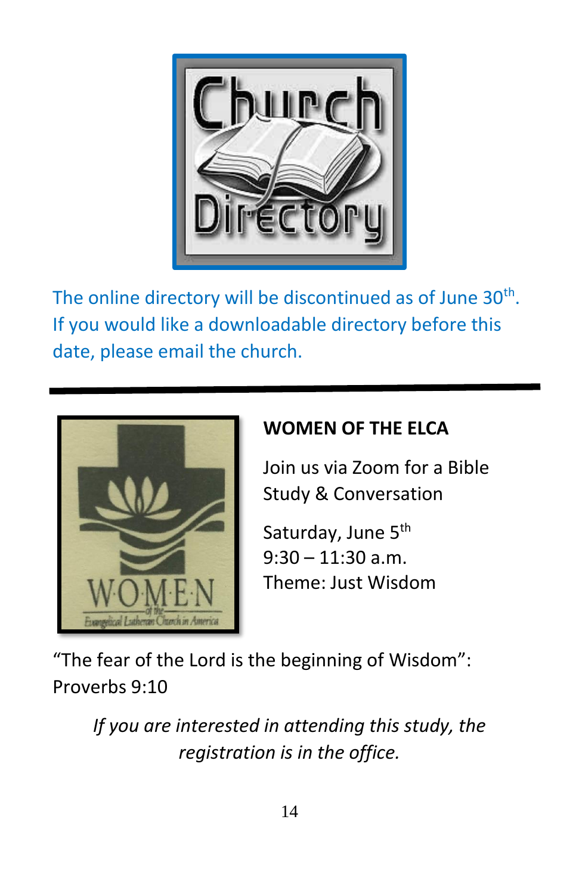The online directory will be discontinued as of June 30th. If you would like a downloadable directory before this date, please email the church.

---

**WOMEN OF THE ELCA**

Join us via Zoom for a Bible Study & Conversation

Saturday, June 5th
9:30 – 11:30 a.m.
Theme: Just Wisdom

"The fear of the Lord is the beginning of Wisdom": Proverbs 9:10

*If you are interested in attending this study, the registration is in the office.*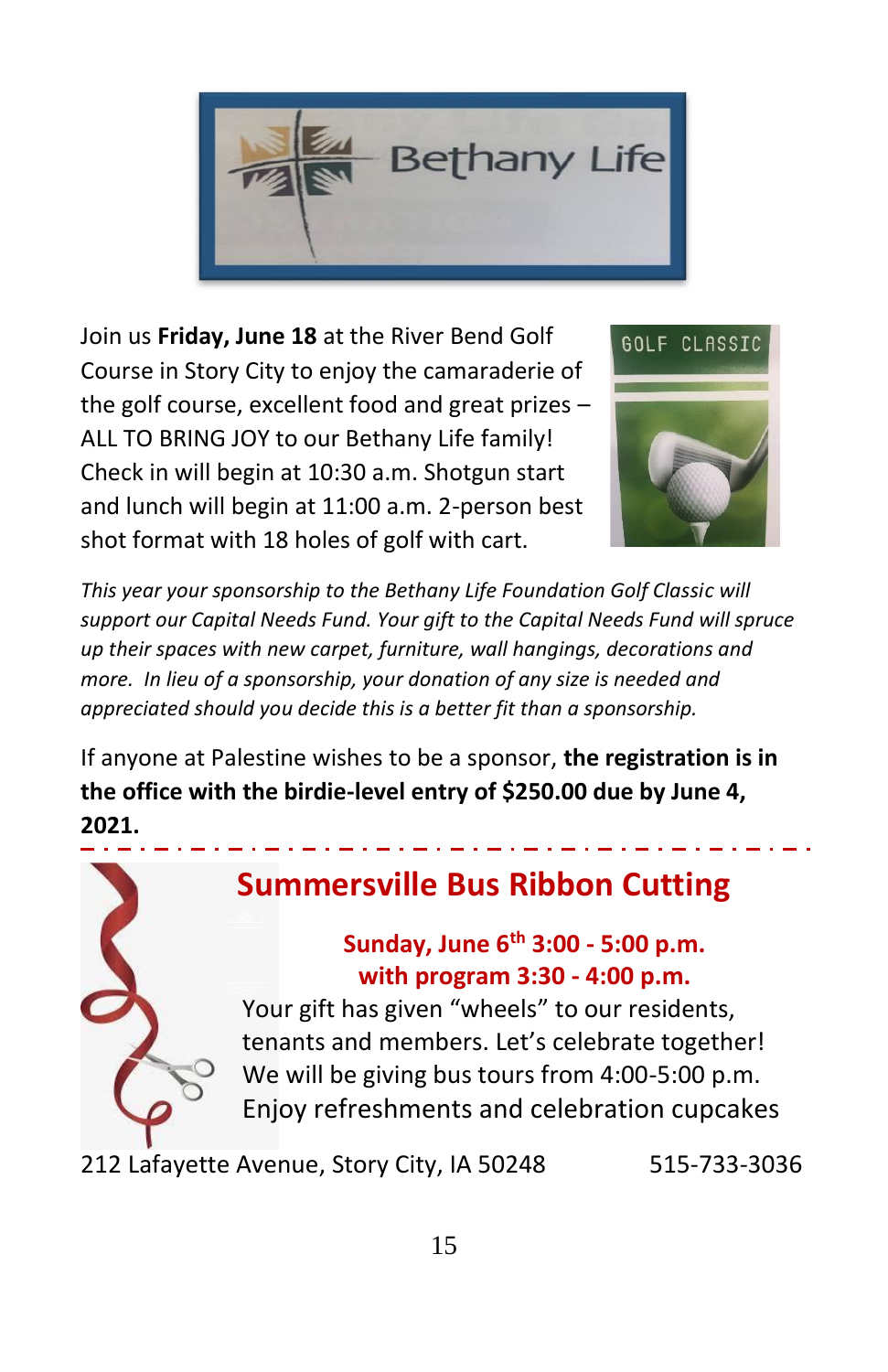Bethany Life

Join us **Friday, June 18** at the River Bend Golf Course in Story City to enjoy the camaraderie of the golf course, excellent food and great prizes – ALL TO BRING JOY to our Bethany Life family! Check in will begin at 10:30 a.m. Shotgun start and lunch will begin at 11:00 a.m. 2-person best shot format with 18 holes of golf with cart.

GOLF CLASSIC

*This year your sponsorship to the Bethany Life Foundation Golf Classic will support our Capital Needs Fund. Your gift to the Capital Needs Fund will spruce up their spaces with new carpet, furniture, wall hangings, decorations and more. In lieu of a sponsorship, your donation of any size is needed and appreciated should you decide this is a better fit than a sponsorship.*

If anyone at Palestine wishes to be a sponsor, **the registration is in the office with the birdie-level entry of $250.00 due by June 4, 2021.**

---

## Summersville Bus Ribbon Cutting

**Sunday, June 6th 3:00 - 5:00 p.m.**
**with program 3:30 - 4:00 p.m.**

Your gift has given "wheels" to our residents, tenants and members. Let's celebrate together! We will be giving bus tours from 4:00-5:00 p.m. Enjoy refreshments and celebration cupcakes

212 Lafayette Avenue, Story City, IA 50248 515-733-3036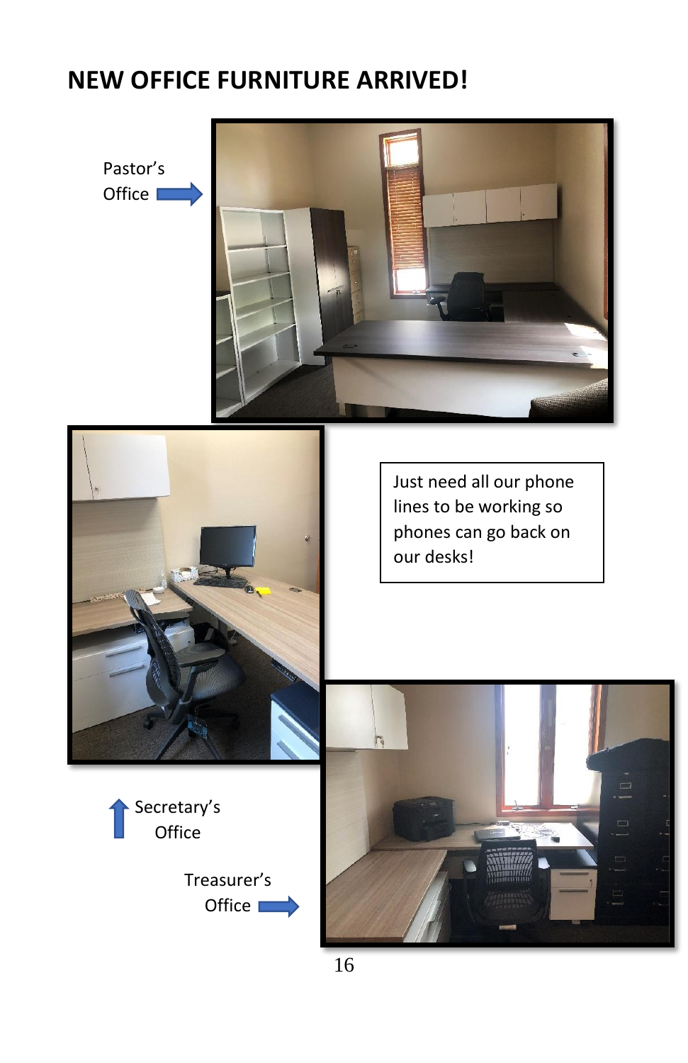# NEW OFFICE FURNITURE ARRIVED!

Pastor's Office

Just need all our phone lines to be working so phones can go back on our desks!

Secretary's Office

Treasurer's Office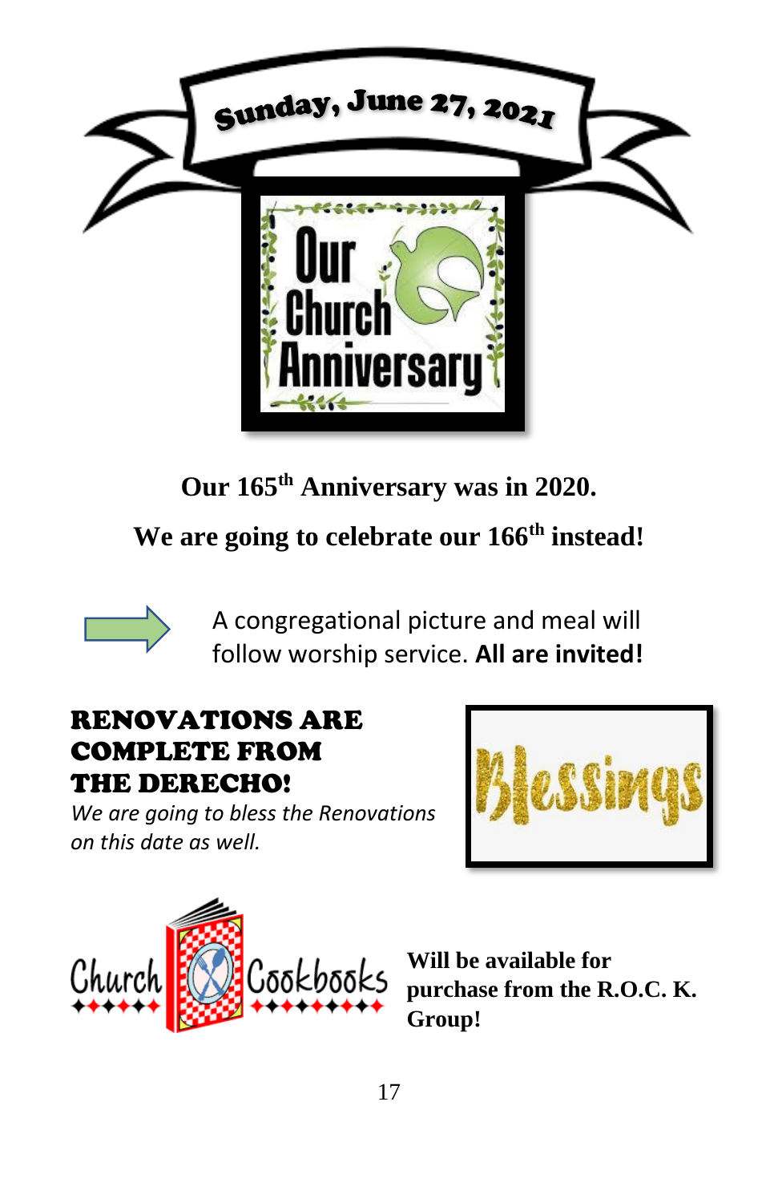# Sunday, June 27, 2021

## Our Church Anniversary

**Our 165th Anniversary was in 2020.**

**We are going to celebrate our 166th instead!**

A congregational picture and meal will follow worship service. **All are invited!**

## RENOVATIONS ARE COMPLETE FROM THE DERECHO!

*We are going to bless the Renovations on this date as well.*

Blessings

Church Cookbooks **Will be available for purchase from the R.O.C. K. Group!**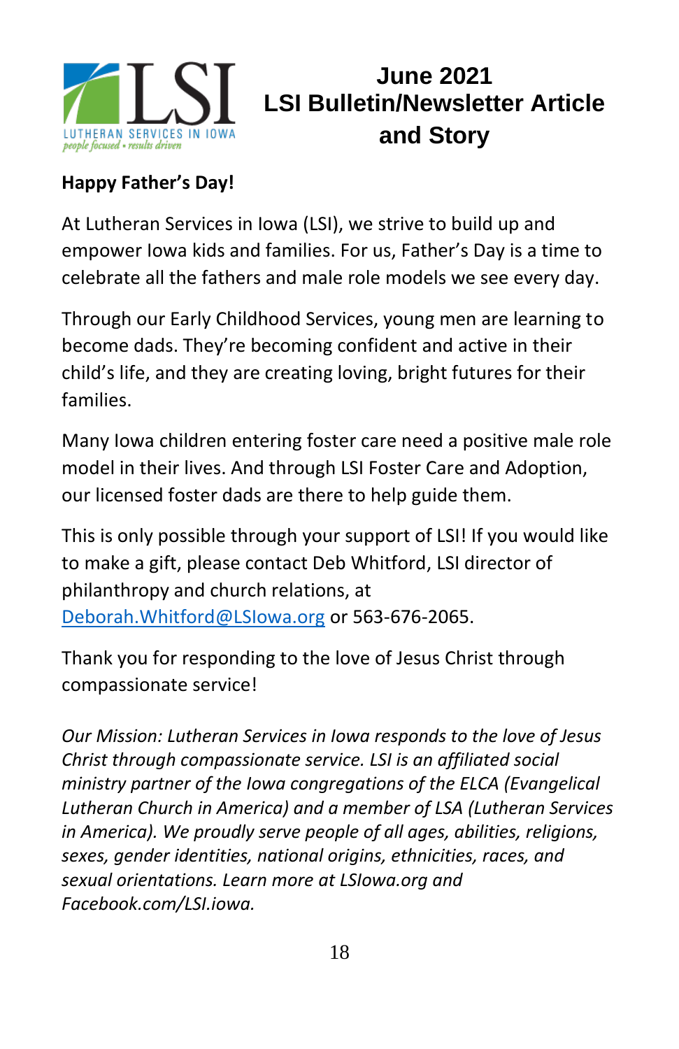LSI

LUTHERAN SERVICES IN IOWA

*people focused • results driven*

# June 2021
# LSI Bulletin/Newsletter Article and Story

**Happy Father's Day!**

At Lutheran Services in Iowa (LSI), we strive to build up and empower Iowa kids and families. For us, Father's Day is a time to celebrate all the fathers and male role models we see every day.

Through our Early Childhood Services, young men are learning to become dads. They're becoming confident and active in their child's life, and they are creating loving, bright futures for their families.

Many Iowa children entering foster care need a positive male role model in their lives. And through LSI Foster Care and Adoption, our licensed foster dads are there to help guide them.

This is only possible through your support of LSI! If you would like to make a gift, please contact Deb Whitford, LSI director of philanthropy and church relations, at [Deborah.Whitford@LSIowa.org](mailto:Deborah.Whitford@LSIowa.org) or 563-676-2065.

Thank you for responding to the love of Jesus Christ through compassionate service!

*Our Mission: Lutheran Services in Iowa responds to the love of Jesus Christ through compassionate service. LSI is an affiliated social ministry partner of the Iowa congregations of the ELCA (Evangelical Lutheran Church in America) and a member of LSA (Lutheran Services in America). We proudly serve people of all ages, abilities, religions, sexes, gender identities, national origins, ethnicities, races, and sexual orientations. Learn more at LSIowa.org and Facebook.com/LSI.iowa.*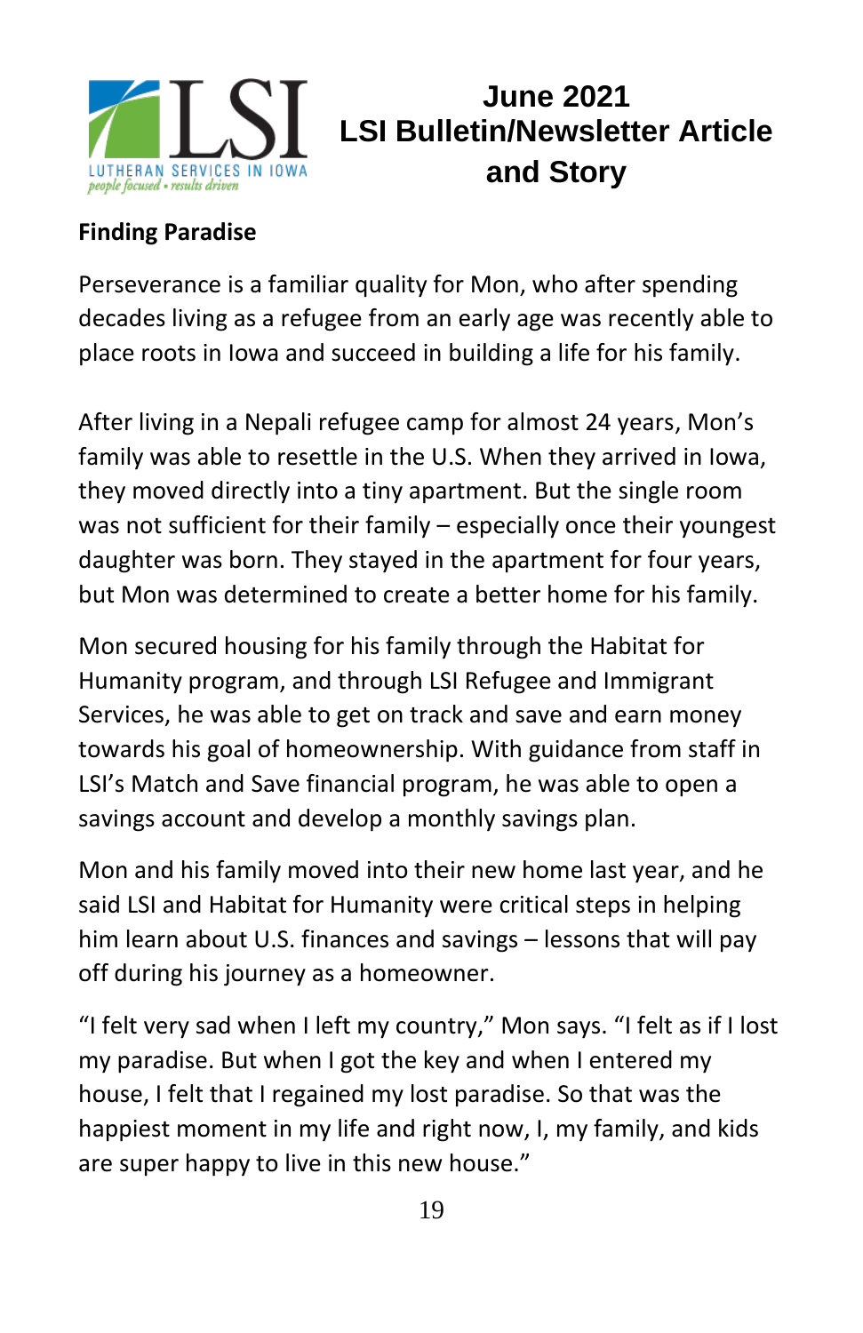# June 2021 LSI Bulletin/Newsletter Article and Story

LSI
LUTHERAN SERVICES IN IOWA
*people focused • results driven*

**Finding Paradise**

Perseverance is a familiar quality for Mon, who after spending decades living as a refugee from an early age was recently able to place roots in Iowa and succeed in building a life for his family.

After living in a Nepali refugee camp for almost 24 years, Mon's family was able to resettle in the U.S. When they arrived in Iowa, they moved directly into a tiny apartment. But the single room was not sufficient for their family – especially once their youngest daughter was born. They stayed in the apartment for four years, but Mon was determined to create a better home for his family.

Mon secured housing for his family through the Habitat for Humanity program, and through LSI Refugee and Immigrant Services, he was able to get on track and save and earn money towards his goal of homeownership. With guidance from staff in LSI's Match and Save financial program, he was able to open a savings account and develop a monthly savings plan.

Mon and his family moved into their new home last year, and he said LSI and Habitat for Humanity were critical steps in helping him learn about U.S. finances and savings – lessons that will pay off during his journey as a homeowner.

"I felt very sad when I left my country," Mon says. "I felt as if I lost my paradise. But when I got the key and when I entered my house, I felt that I regained my lost paradise. So that was the happiest moment in my life and right now, I, my family, and kids are super happy to live in this new house."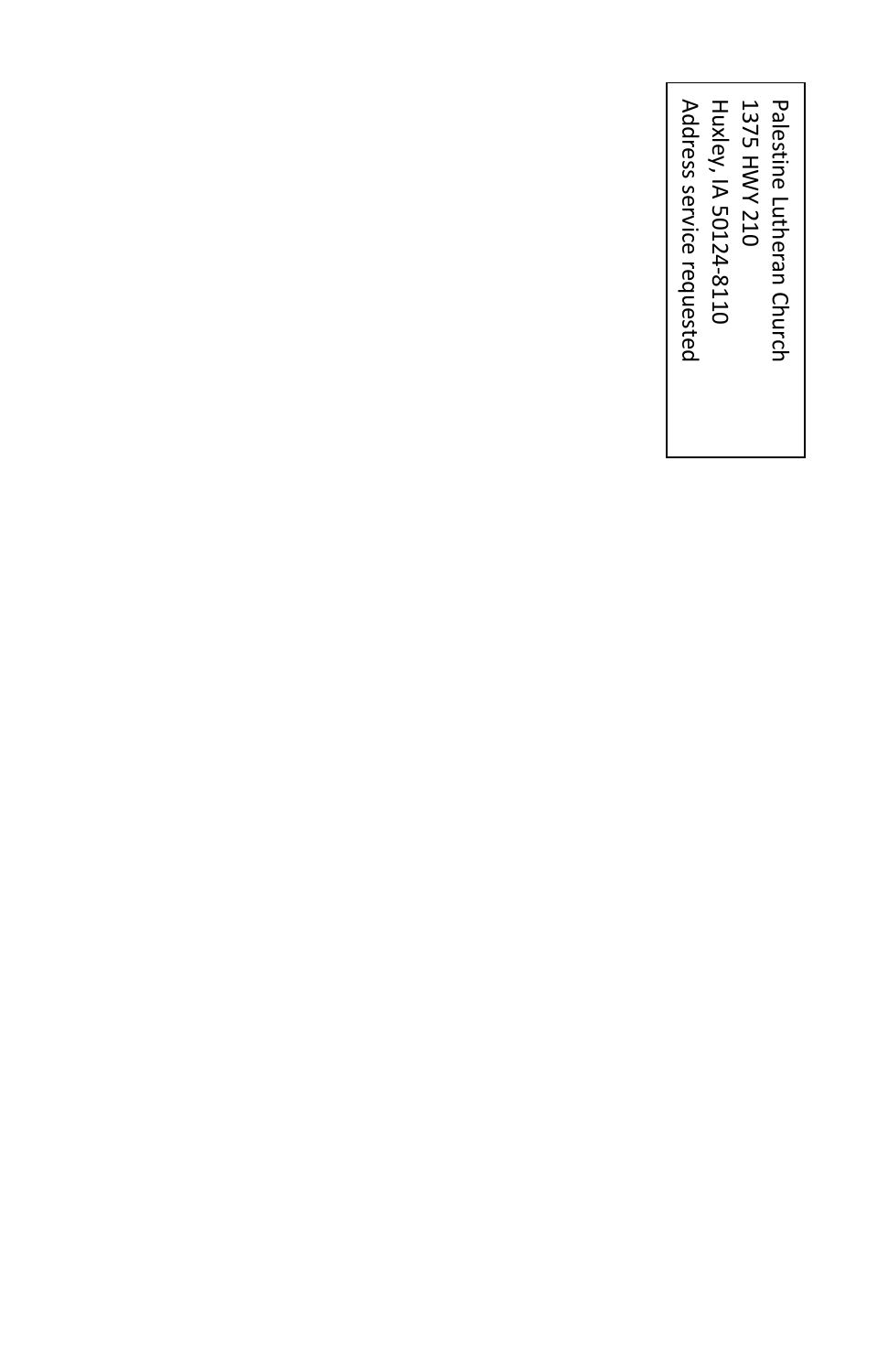Palestine Lutheran Church
1375 HWY 210
Huxley, IA 50124-8110
Address service requested